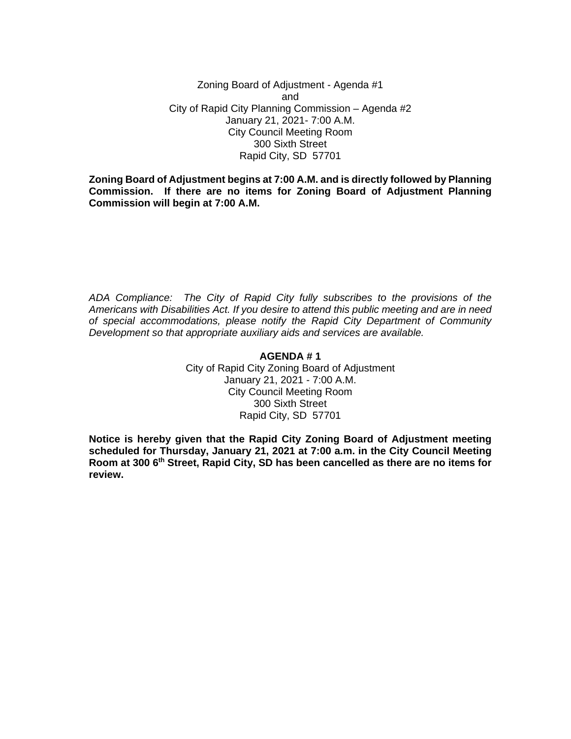Zoning Board of Adjustment - Agenda #1
and
City of Rapid City Planning Commission – Agenda #2
January 21, 2021- 7:00 A.M.
City Council Meeting Room
300 Sixth Street
Rapid City, SD 57701

**Zoning Board of Adjustment begins at 7:00 A.M. and is directly followed by Planning Commission. If there are no items for Zoning Board of Adjustment Planning Commission will begin at 7:00 A.M.**

*ADA Compliance: The City of Rapid City fully subscribes to the provisions of the Americans with Disabilities Act. If you desire to attend this public meeting and are in need of special accommodations, please notify the Rapid City Department of Community Development so that appropriate auxiliary aids and services are available.*

**AGENDA # 1**

City of Rapid City Zoning Board of Adjustment
January 21, 2021 - 7:00 A.M.
City Council Meeting Room
300 Sixth Street
Rapid City, SD 57701

**Notice is hereby given that the Rapid City Zoning Board of Adjustment meeting scheduled for Thursday, January 21, 2021 at 7:00 a.m. in the City Council Meeting Room at 300 6th Street, Rapid City, SD has been cancelled as there are no items for review.**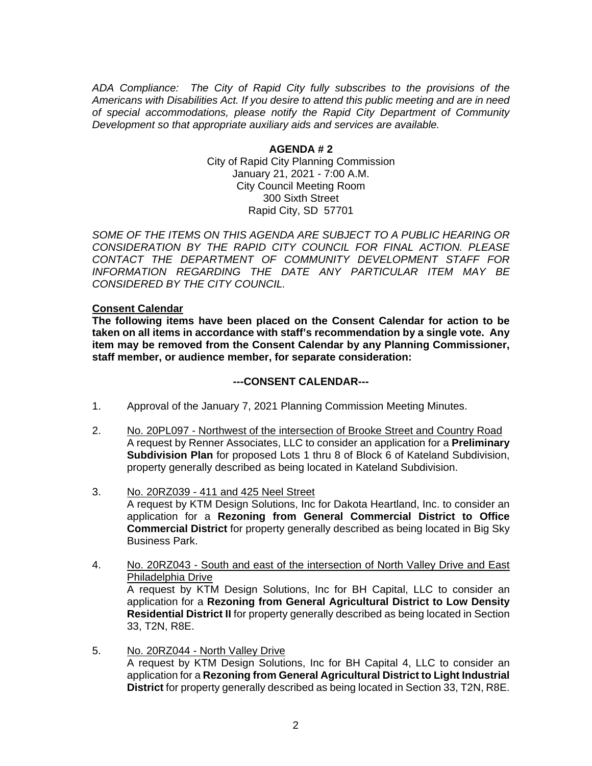*ADA Compliance: The City of Rapid City fully subscribes to the provisions of the Americans with Disabilities Act. If you desire to attend this public meeting and are in need of special accommodations, please notify the Rapid City Department of Community Development so that appropriate auxiliary aids and services are available.*

**AGENDA # 2**

City of Rapid City Planning Commission
January 21, 2021 - 7:00 A.M.
City Council Meeting Room
300 Sixth Street
Rapid City, SD 57701

*SOME OF THE ITEMS ON THIS AGENDA ARE SUBJECT TO A PUBLIC HEARING OR CONSIDERATION BY THE RAPID CITY COUNCIL FOR FINAL ACTION. PLEASE CONTACT THE DEPARTMENT OF COMMUNITY DEVELOPMENT STAFF FOR INFORMATION REGARDING THE DATE ANY PARTICULAR ITEM MAY BE CONSIDERED BY THE CITY COUNCIL.*

**Consent Calendar**

**The following items have been placed on the Consent Calendar for action to be taken on all items in accordance with staff's recommendation by a single vote. Any item may be removed from the Consent Calendar by any Planning Commissioner, staff member, or audience member, for separate consideration:**

**---CONSENT CALENDAR---**

1. Approval of the January 7, 2021 Planning Commission Meeting Minutes.

2. No. 20PL097 - Northwest of the intersection of Brooke Street and Country Road
   A request by Renner Associates, LLC to consider an application for a **Preliminary Subdivision Plan** for proposed Lots 1 thru 8 of Block 6 of Kateland Subdivision, property generally described as being located in Kateland Subdivision.

3. No. 20RZ039 - 411 and 425 Neel Street
   A request by KTM Design Solutions, Inc for Dakota Heartland, Inc. to consider an application for a **Rezoning from General Commercial District to Office Commercial District** for property generally described as being located in Big Sky Business Park.

4. No. 20RZ043 - South and east of the intersection of North Valley Drive and East Philadelphia Drive
   A request by KTM Design Solutions, Inc for BH Capital, LLC to consider an application for a **Rezoning from General Agricultural District to Low Density Residential District II** for property generally described as being located in Section 33, T2N, R8E.

5. No. 20RZ044 - North Valley Drive
   A request by KTM Design Solutions, Inc for BH Capital 4, LLC to consider an application for a **Rezoning from General Agricultural District to Light Industrial District** for property generally described as being located in Section 33, T2N, R8E.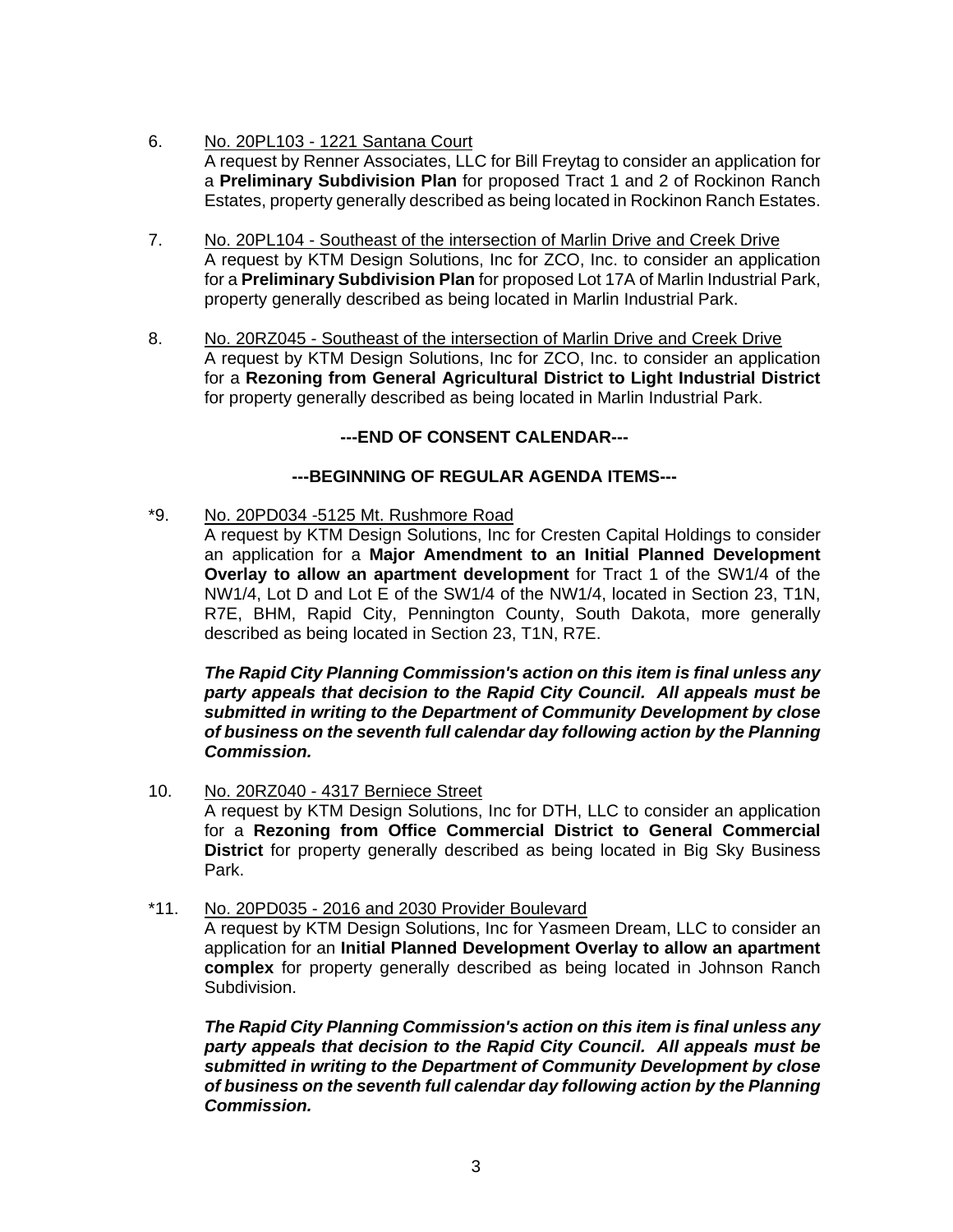6. <u>No. 20PL103 - 1221 Santana Court</u>
   A request by Renner Associates, LLC for Bill Freytag to consider an application for a **Preliminary Subdivision Plan** for proposed Tract 1 and 2 of Rockinon Ranch Estates, property generally described as being located in Rockinon Ranch Estates.

7. <u>No. 20PL104 - Southeast of the intersection of Marlin Drive and Creek Drive</u>
   A request by KTM Design Solutions, Inc for ZCO, Inc. to consider an application for a **Preliminary Subdivision Plan** for proposed Lot 17A of Marlin Industrial Park, property generally described as being located in Marlin Industrial Park.

8. <u>No. 20RZ045 - Southeast of the intersection of Marlin Drive and Creek Drive</u>
   A request by KTM Design Solutions, Inc for ZCO, Inc. to consider an application for a **Rezoning from General Agricultural District to Light Industrial District** for property generally described as being located in Marlin Industrial Park.

**---END OF CONSENT CALENDAR---**

**---BEGINNING OF REGULAR AGENDA ITEMS---**

*9. <u>No. 20PD034 -5125 Mt. Rushmore Road</u>
   A request by KTM Design Solutions, Inc for Cresten Capital Holdings to consider an application for a **Major Amendment to an Initial Planned Development Overlay to allow an apartment development** for Tract 1 of the SW1/4 of the NW1/4, Lot D and Lot E of the SW1/4 of the NW1/4, located in Section 23, T1N, R7E, BHM, Rapid City, Pennington County, South Dakota, more generally described as being located in Section 23, T1N, R7E.

   ***The Rapid City Planning Commission's action on this item is final unless any party appeals that decision to the Rapid City Council. All appeals must be submitted in writing to the Department of Community Development by close of business on the seventh full calendar day following action by the Planning Commission.***

10. <u>No. 20RZ040 - 4317 Berniece Street</u>
   A request by KTM Design Solutions, Inc for DTH, LLC to consider an application for a **Rezoning from Office Commercial District to General Commercial District** for property generally described as being located in Big Sky Business Park.

*11. <u>No. 20PD035 - 2016 and 2030 Provider Boulevard</u>
   A request by KTM Design Solutions, Inc for Yasmeen Dream, LLC to consider an application for an **Initial Planned Development Overlay to allow an apartment complex** for property generally described as being located in Johnson Ranch Subdivision.

   ***The Rapid City Planning Commission's action on this item is final unless any party appeals that decision to the Rapid City Council. All appeals must be submitted in writing to the Department of Community Development by close of business on the seventh full calendar day following action by the Planning Commission.***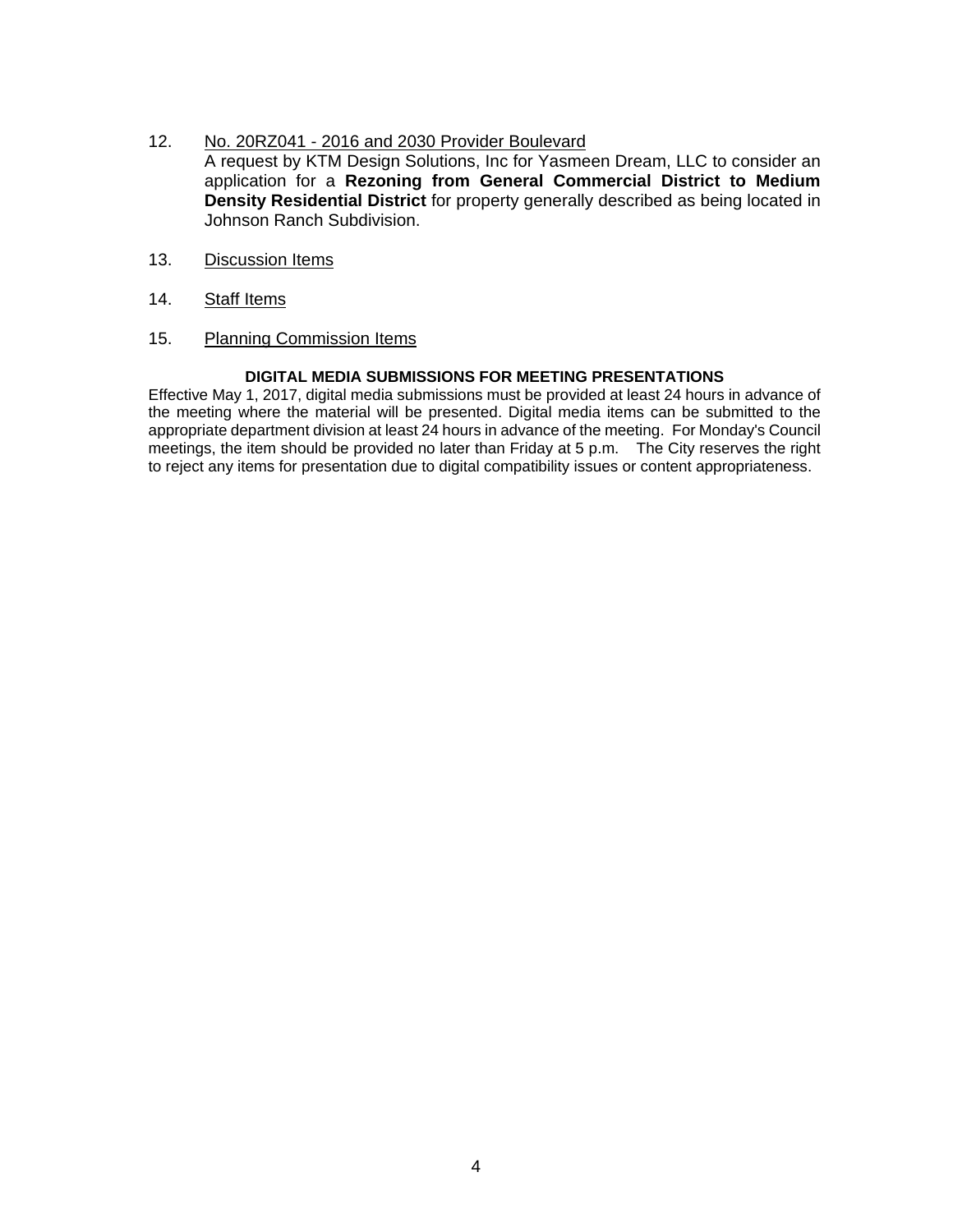12. No. 20RZ041 - 2016 and 2030 Provider Boulevard
    A request by KTM Design Solutions, Inc for Yasmeen Dream, LLC to consider an application for a **Rezoning from General Commercial District to Medium Density Residential District** for property generally described as being located in Johnson Ranch Subdivision.

13. Discussion Items

14. Staff Items

15. Planning Commission Items

**DIGITAL MEDIA SUBMISSIONS FOR MEETING PRESENTATIONS**

Effective May 1, 2017, digital media submissions must be provided at least 24 hours in advance of the meeting where the material will be presented. Digital media items can be submitted to the appropriate department division at least 24 hours in advance of the meeting. For Monday's Council meetings, the item should be provided no later than Friday at 5 p.m. The City reserves the right to reject any items for presentation due to digital compatibility issues or content appropriateness.